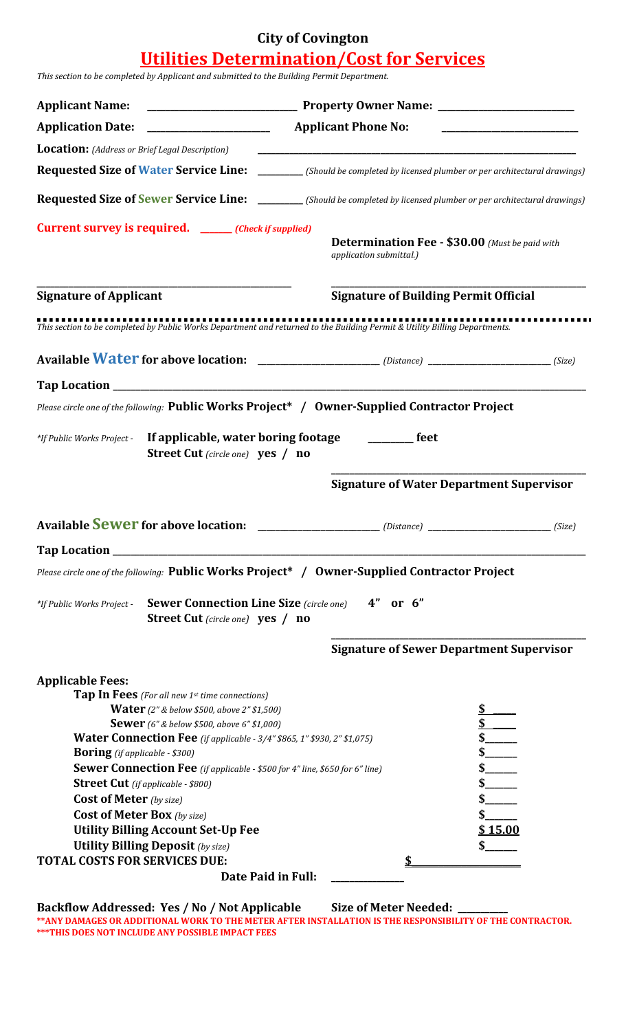# City of Covington

## Utilities Determination/Cost for Services

*This section to be completed by Applicant and submitted to the Building Permit Department.*

**Applicant Name:** ____________________________ **Property Owner Name:** __________________________

**Application Date:** ______________________ **Applicant Phone No:** __________________________

**Location:** *(Address or Brief Legal Description)* ________________________________________________

**Requested Size of Water Service Line:** ________ *(Should be completed by licensed plumber or per architectural drawings)*

**Requested Size of Sewer Service Line:** ________ *(Should be completed by licensed plumber or per architectural drawings)*

**Current survey is required.** ______ *(Check if supplied)*

**Determination Fee - $30.00** *(Must be paid with application submittal.)*

_______________________________________ _______________________________________

**Signature of Applicant** **Signature of Building Permit Official**

---

*This section to be completed by Public Works Department and returned to the Building Permit & Utility Billing Departments.*

**Available Water for above location:** ________________________ *(Distance)* ________________________ *(Size)*

**Tap Location** ______________________________________________________________________

*Please circle one of the following:* **Public Works Project\* / Owner-Supplied Contractor Project**

*\*If Public Works Project -* **If applicable, water boring footage** ________ **feet**
**Street Cut** *(circle one)* **yes / no**

_______________________________________

**Signature of Water Department Supervisor**

**Available Sewer for above location:** ________________________ *(Distance)* ________________________ *(Size)*

**Tap Location** ______________________________________________________________________

*Please circle one of the following:* **Public Works Project\* / Owner-Supplied Contractor Project**

*\*If Public Works Project -* **Sewer Connection Line Size** *(circle one)* **4" or 6"**
**Street Cut** *(circle one)* **yes / no**

_______________________________________

**Signature of Sewer Department Supervisor**

**Applicable Fees:**

| | |
|---|---|
| **Tap In Fees** *(For all new 1st time connections)* | |
| **Water** *(2" & below $500, above 2" $1,500)* | $ ____ |
| **Sewer** *(6" & below $500, above 6" $1,000)* | $ ____ |
| **Water Connection Fee** *(if applicable - 3/4" $865, 1" $930, 2" $1,075)* | $_____ |
| **Boring** *(if applicable - $300)* | $_____ |
| **Sewer Connection Fee** *(if applicable - $500 for 4" line, $650 for 6" line)* | $_____ |
| **Street Cut** *(if applicable - $800)* | $_____ |
| **Cost of Meter** *(by size)* | $_____ |
| **Cost of Meter Box** *(by size)* | $_____ |
| **Utility Billing Account Set-Up Fee** | $ 15.00 |
| **Utility Billing Deposit** *(by size)* | $_____ |
| **TOTAL COSTS FOR SERVICES DUE:** | $__________________ |
| **Date Paid in Full:** | _____________ |

**Backflow Addressed: Yes / No / Not Applicable** **Size of Meter Needed:** _________

**\*\*ANY DAMAGES OR ADDITIONAL WORK TO THE METER AFTER INSTALLATION IS THE RESPONSIBILITY OF THE CONTRACTOR.**

**\*\*\*THIS DOES NOT INCLUDE ANY POSSIBLE IMPACT FEES**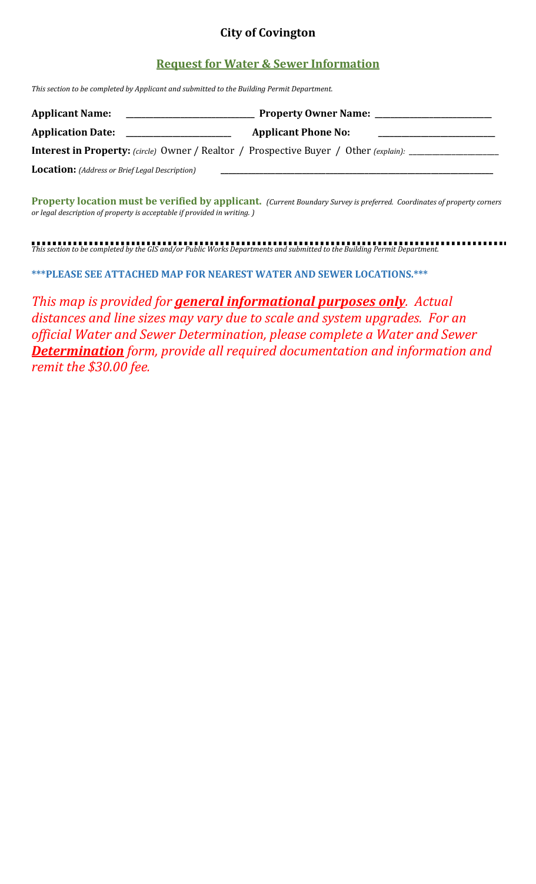## City of Covington

### Request for Water & Sewer Information

*This section to be completed by Applicant and submitted to the Building Permit Department.*

**Applicant Name:** ______________________________ **Property Owner Name:** ____________________________

**Application Date:** ________________________ **Applicant Phone No:** ____________________________

**Interest in Property:** *(circle)* Owner / Realtor / Prospective Buyer / Other *(explain):* ______________________

**Location:** *(Address or Brief Legal Description)* ______________________________________________________________________

**Property location must be verified by applicant.** *(Current Boundary Survey is preferred. Coordinates of property corners or legal description of property is acceptable if provided in writing. )*

---

*This section to be completed by the GIS and/or Public Works Departments and submitted to the Building Permit Department.*

**\*\*\*PLEASE SEE ATTACHED MAP FOR NEAREST WATER AND SEWER LOCATIONS.\*\*\***

*This map is provided for **general informational purposes only**. Actual distances and line sizes may vary due to scale and system upgrades. For an official Water and Sewer Determination, please complete a Water and Sewer **Determination** form, provide all required documentation and information and remit the $30.00 fee.*